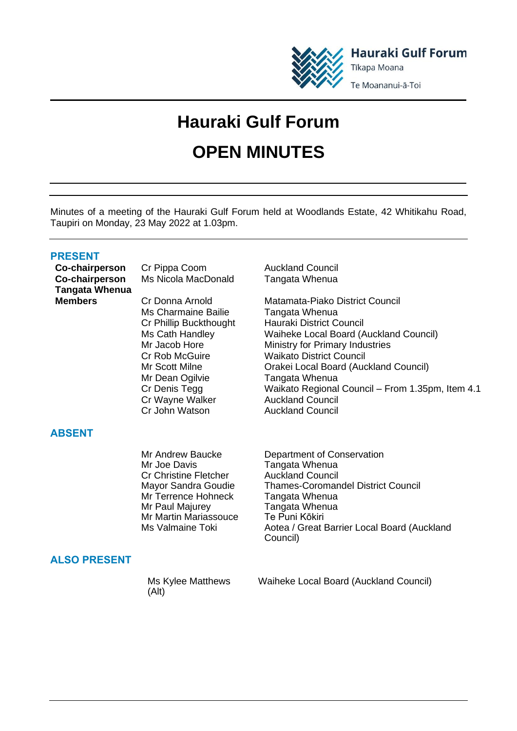Hauraki Gulf Forum
Tīkapa Moana
Te Moananui-ā-Toi

# Hauraki Gulf Forum

# OPEN MINUTES

Minutes of a meeting of the Hauraki Gulf Forum held at Woodlands Estate, 42 Whitikahu Road, Taupiri on Monday, 23 May 2022 at 1.03pm.

## PRESENT

| | | |
|---|---|---|
| **Co-chairperson** | Cr Pippa Coom | Auckland Council |
| **Co-chairperson Tangata Whenua** | Ms Nicola MacDonald | Tangata Whenua |
| **Members** | Cr Donna Arnold | Matamata-Piako District Council |
| | Ms Charmaine Bailie | Tangata Whenua |
| | Cr Phillip Buckthought | Hauraki District Council |
| | Ms Cath Handley | Waiheke Local Board (Auckland Council) |
| | Mr Jacob Hore | Ministry for Primary Industries |
| | Cr Rob McGuire | Waikato District Council |
| | Mr Scott Milne | Orakei Local Board (Auckland Council) |
| | Mr Dean Ogilvie | Tangata Whenua |
| | Cr Denis Tegg | Waikato Regional Council – From 1.35pm, Item 4.1 |
| | Cr Wayne Walker | Auckland Council |
| | Cr John Watson | Auckland Council |

## ABSENT

| | |
|---|---|
| Mr Andrew Baucke | Department of Conservation |
| Mr Joe Davis | Tangata Whenua |
| Cr Christine Fletcher | Auckland Council |
| Mayor Sandra Goudie | Thames-Coromandel District Council |
| Mr Terrence Hohneck | Tangata Whenua |
| Mr Paul Majurey | Tangata Whenua |
| Mr Martin Mariassouce | Te Puni Kōkiri |
| Ms Valmaine Toki | Aotea / Great Barrier Local Board (Auckland Council) |

## ALSO PRESENT

| | |
|---|---|
| Ms Kylee Matthews (Alt) | Waiheke Local Board (Auckland Council) |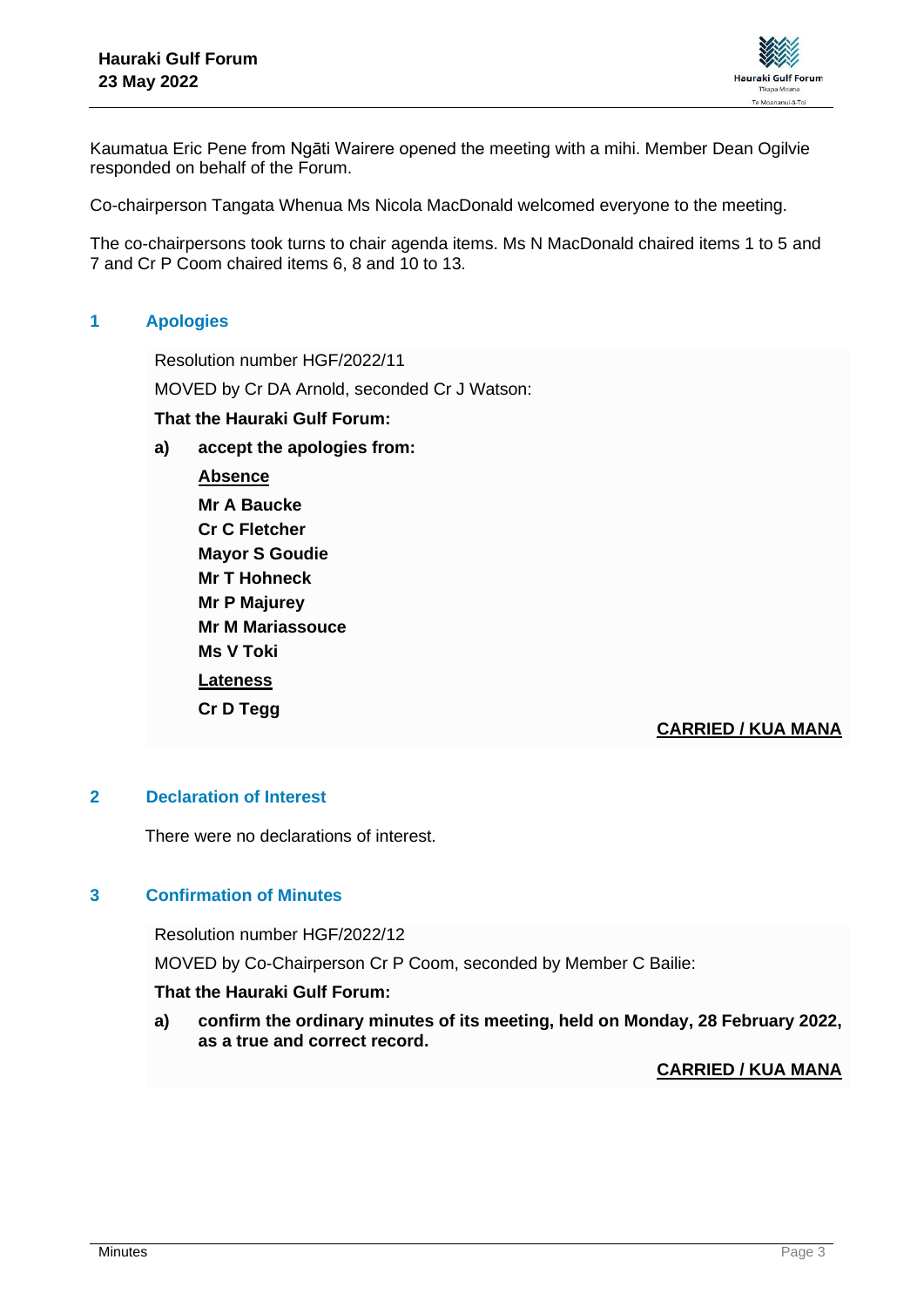Kaumatua Eric Pene from Ngāti Wairere opened the meeting with a mihi. Member Dean Ogilvie responded on behalf of the Forum.

Co-chairperson Tangata Whenua Ms Nicola MacDonald welcomed everyone to the meeting.

The co-chairpersons took turns to chair agenda items. Ms N MacDonald chaired items 1 to 5 and 7 and Cr P Coom chaired items 6, 8 and 10 to 13.

## 1 Apologies

Resolution number HGF/2022/11

MOVED by Cr DA Arnold, seconded Cr J Watson:

**That the Hauraki Gulf Forum:**

**a) accept the apologies from:**

**<u>Absence</u>**

**Mr A Baucke**
**Cr C Fletcher**
**Mayor S Goudie**
**Mr T Hohneck**
**Mr P Majurey**
**Mr M Mariassouce**
**Ms V Toki**

**<u>Lateness</u>**

**Cr D Tegg**

**<u>CARRIED / KUA MANA</u>**

## 2 Declaration of Interest

There were no declarations of interest.

## 3 Confirmation of Minutes

Resolution number HGF/2022/12

MOVED by Co-Chairperson Cr P Coom, seconded by Member C Bailie:

**That the Hauraki Gulf Forum:**

**a) confirm the ordinary minutes of its meeting, held on Monday, 28 February 2022, as a true and correct record.**

**<u>CARRIED / KUA MANA</u>**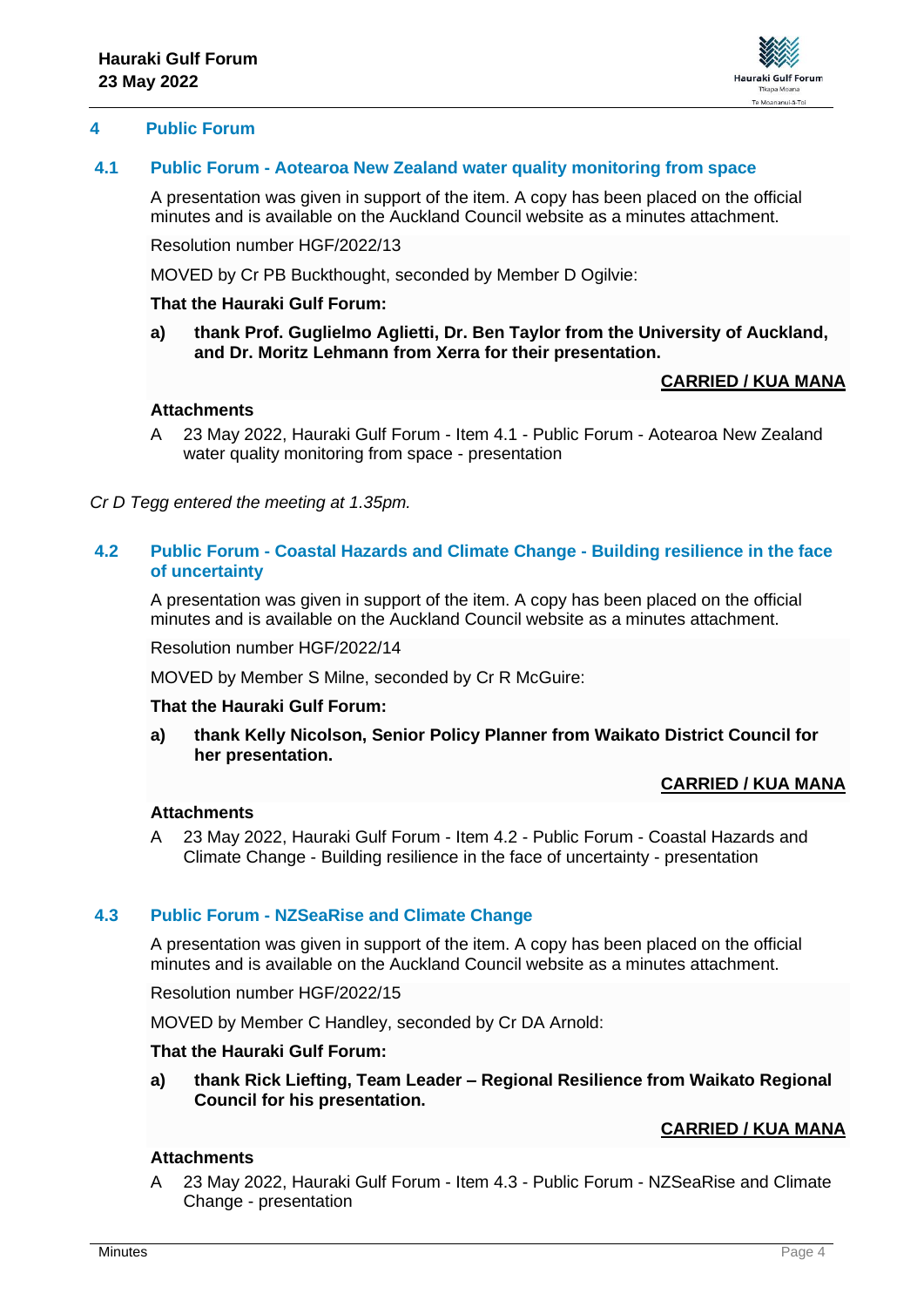## 4 Public Forum

### 4.1 Public Forum - Aotearoa New Zealand water quality monitoring from space

A presentation was given in support of the item. A copy has been placed on the official minutes and is available on the Auckland Council website as a minutes attachment.

Resolution number HGF/2022/13

MOVED by Cr PB Buckthought, seconded by Member D Ogilvie:

**That the Hauraki Gulf Forum:**

**a) thank Prof. Guglielmo Aglietti, Dr. Ben Taylor from the University of Auckland, and Dr. Moritz Lehmann from Xerra for their presentation.**

**<u>CARRIED / KUA MANA</u>**

**Attachments**

A 23 May 2022, Hauraki Gulf Forum - Item 4.1 - Public Forum - Aotearoa New Zealand water quality monitoring from space - presentation

*Cr D Tegg entered the meeting at 1.35pm.*

### 4.2 Public Forum - Coastal Hazards and Climate Change - Building resilience in the face of uncertainty

A presentation was given in support of the item. A copy has been placed on the official minutes and is available on the Auckland Council website as a minutes attachment.

Resolution number HGF/2022/14

MOVED by Member S Milne, seconded by Cr R McGuire:

**That the Hauraki Gulf Forum:**

**a) thank Kelly Nicolson, Senior Policy Planner from Waikato District Council for her presentation.**

**<u>CARRIED / KUA MANA</u>**

**Attachments**

A 23 May 2022, Hauraki Gulf Forum - Item 4.2 - Public Forum - Coastal Hazards and Climate Change - Building resilience in the face of uncertainty - presentation

### 4.3 Public Forum - NZSeaRise and Climate Change

A presentation was given in support of the item. A copy has been placed on the official minutes and is available on the Auckland Council website as a minutes attachment.

Resolution number HGF/2022/15

MOVED by Member C Handley, seconded by Cr DA Arnold:

**That the Hauraki Gulf Forum:**

**a) thank Rick Liefting, Team Leader – Regional Resilience from Waikato Regional Council for his presentation.**

**<u>CARRIED / KUA MANA</u>**

**Attachments**

A 23 May 2022, Hauraki Gulf Forum - Item 4.3 - Public Forum - NZSeaRise and Climate Change - presentation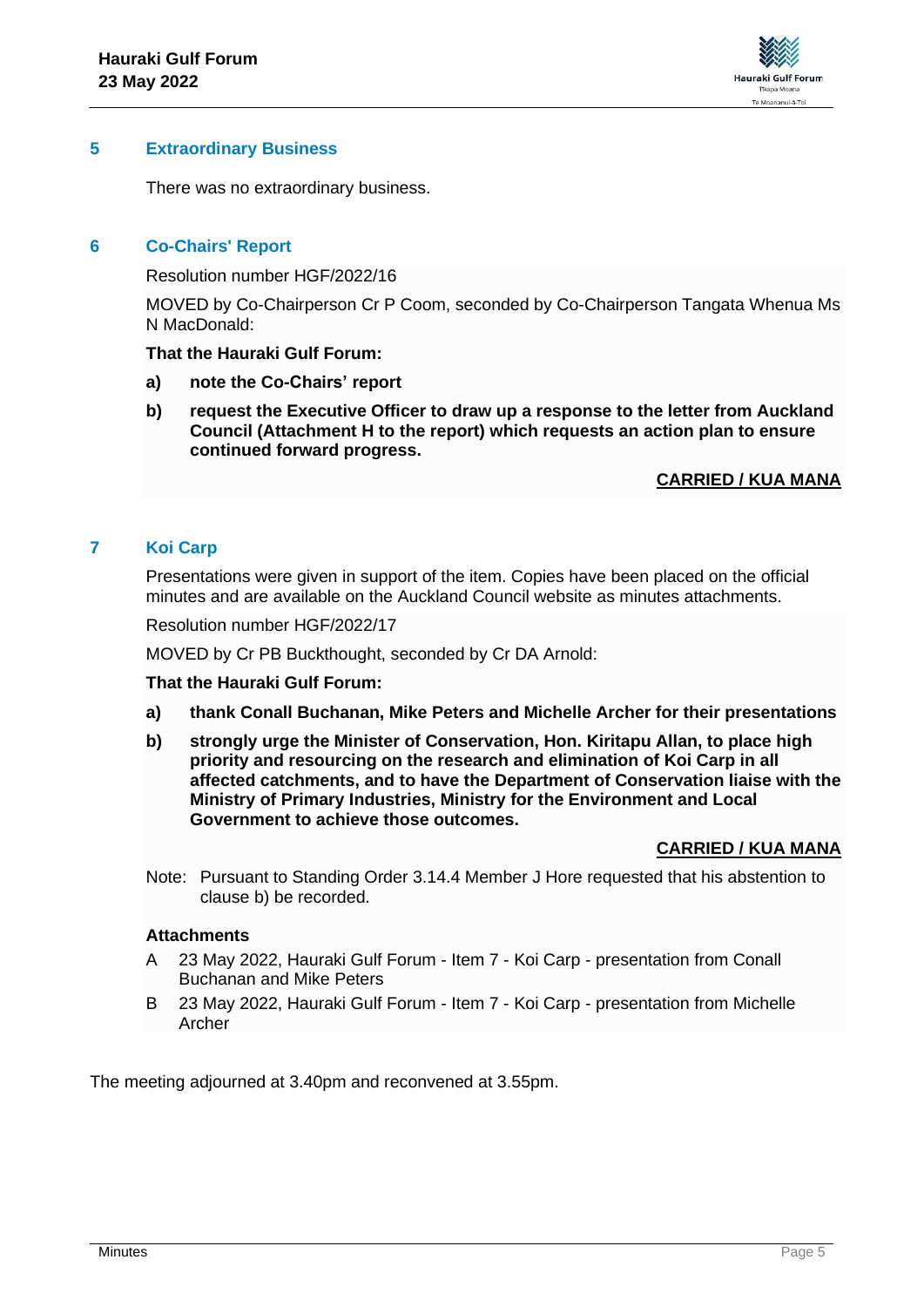## 5 Extraordinary Business

There was no extraordinary business.

## 6 Co-Chairs' Report

Resolution number HGF/2022/16

MOVED by Co-Chairperson Cr P Coom, seconded by Co-Chairperson Tangata Whenua Ms N MacDonald:

**That the Hauraki Gulf Forum:**

**a) note the Co-Chairs' report**

**b) request the Executive Officer to draw up a response to the letter from Auckland Council (Attachment H to the report) which requests an action plan to ensure continued forward progress.**

**CARRIED / KUA MANA**

## 7 Koi Carp

Presentations were given in support of the item. Copies have been placed on the official minutes and are available on the Auckland Council website as minutes attachments.

Resolution number HGF/2022/17

MOVED by Cr PB Buckthought, seconded by Cr DA Arnold:

**That the Hauraki Gulf Forum:**

**a) thank Conall Buchanan, Mike Peters and Michelle Archer for their presentations**

**b) strongly urge the Minister of Conservation, Hon. Kiritapu Allan, to place high priority and resourcing on the research and elimination of Koi Carp in all affected catchments, and to have the Department of Conservation liaise with the Ministry of Primary Industries, Ministry for the Environment and Local Government to achieve those outcomes.**

**CARRIED / KUA MANA**

Note: Pursuant to Standing Order 3.14.4 Member J Hore requested that his abstention to clause b) be recorded.

**Attachments**

A 23 May 2022, Hauraki Gulf Forum - Item 7 - Koi Carp - presentation from Conall Buchanan and Mike Peters

B 23 May 2022, Hauraki Gulf Forum - Item 7 - Koi Carp - presentation from Michelle Archer

The meeting adjourned at 3.40pm and reconvened at 3.55pm.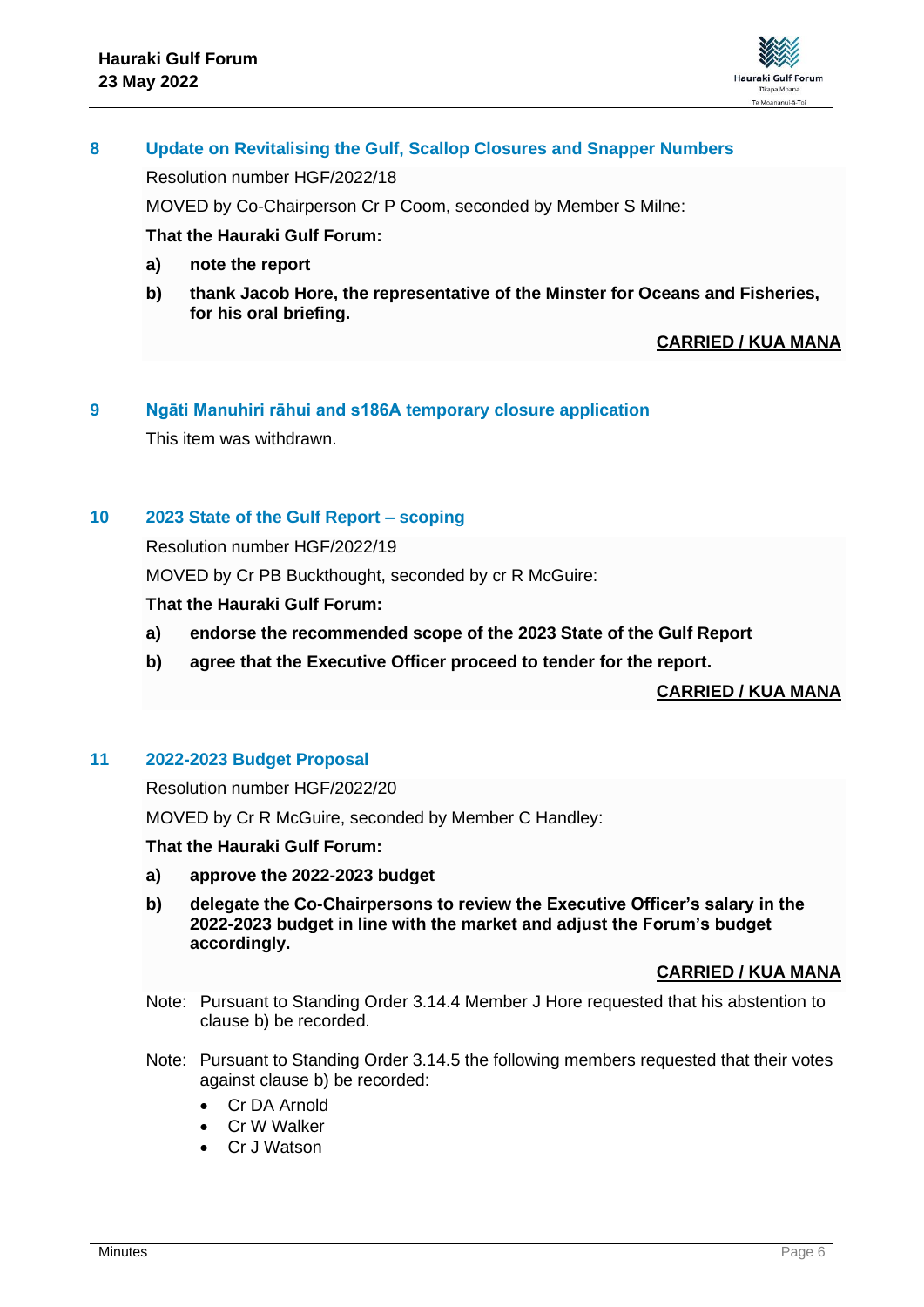## 8 Update on Revitalising the Gulf, Scallop Closures and Snapper Numbers

Resolution number HGF/2022/18

MOVED by Co-Chairperson Cr P Coom, seconded by Member S Milne:

**That the Hauraki Gulf Forum:**

**a) note the report**

**b) thank Jacob Hore, the representative of the Minster for Oceans and Fisheries, for his oral briefing.**

**CARRIED / KUA MANA**

## 9 Ngāti Manuhiri rāhui and s186A temporary closure application

This item was withdrawn.

## 10 2023 State of the Gulf Report – scoping

Resolution number HGF/2022/19

MOVED by Cr PB Buckthought, seconded by cr R McGuire:

**That the Hauraki Gulf Forum:**

**a) endorse the recommended scope of the 2023 State of the Gulf Report**

**b) agree that the Executive Officer proceed to tender for the report.**

**CARRIED / KUA MANA**

## 11 2022-2023 Budget Proposal

Resolution number HGF/2022/20

MOVED by Cr R McGuire, seconded by Member C Handley:

**That the Hauraki Gulf Forum:**

**a) approve the 2022-2023 budget**

**b) delegate the Co-Chairpersons to review the Executive Officer's salary in the 2022-2023 budget in line with the market and adjust the Forum's budget accordingly.**

**CARRIED / KUA MANA**

Note: Pursuant to Standing Order 3.14.4 Member J Hore requested that his abstention to clause b) be recorded.

Note: Pursuant to Standing Order 3.14.5 the following members requested that their votes against clause b) be recorded:

- Cr DA Arnold
- Cr W Walker
- Cr J Watson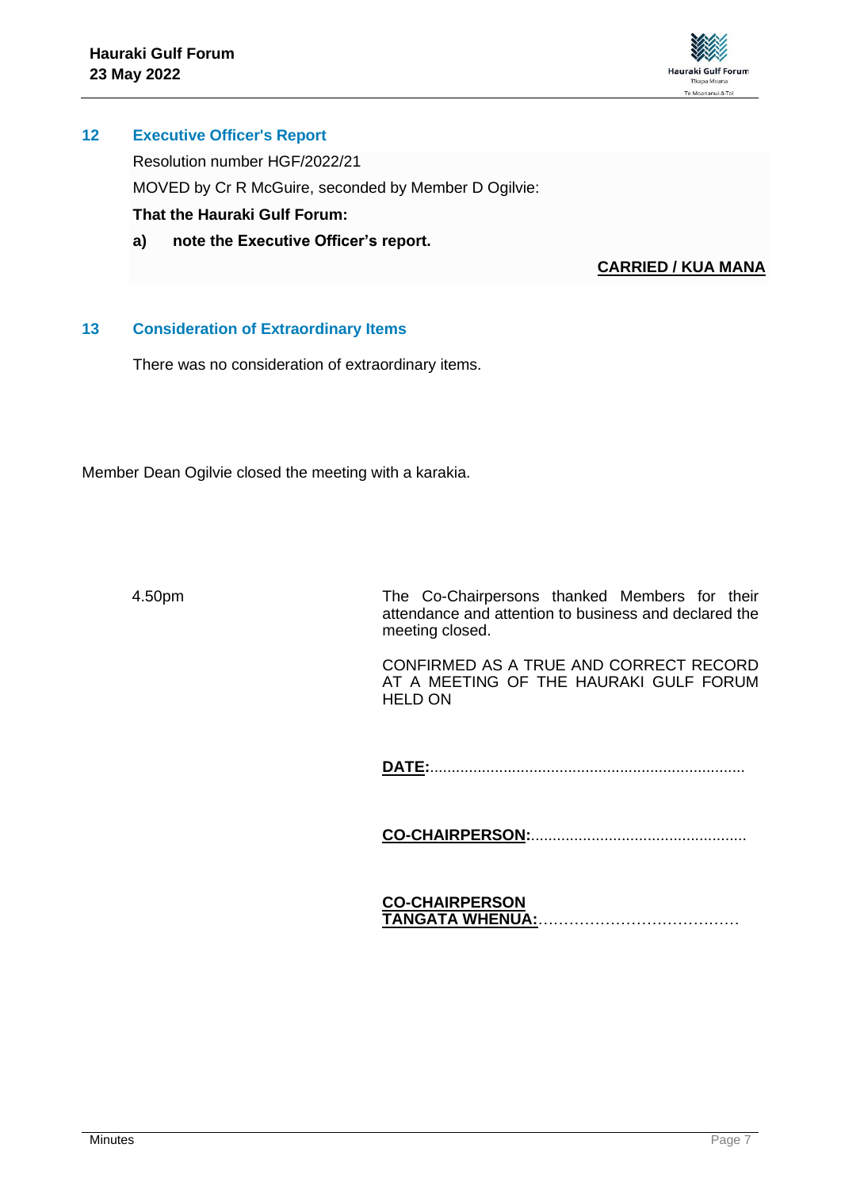## 12 Executive Officer's Report

Resolution number HGF/2022/21

MOVED by Cr R McGuire, seconded by Member D Ogilvie:

**That the Hauraki Gulf Forum:**

**a) note the Executive Officer's report.**

**CARRIED / KUA MANA**

## 13 Consideration of Extraordinary Items

There was no consideration of extraordinary items.

Member Dean Ogilvie closed the meeting with a karakia.

4.50pm

The Co-Chairpersons thanked Members for their attendance and attention to business and declared the meeting closed.

CONFIRMED AS A TRUE AND CORRECT RECORD AT A MEETING OF THE HAURAKI GULF FORUM HELD ON

**DATE:**.........................................................................

**CO-CHAIRPERSON:**..................................................

**CO-CHAIRPERSON TANGATA WHENUA:**…………………………………